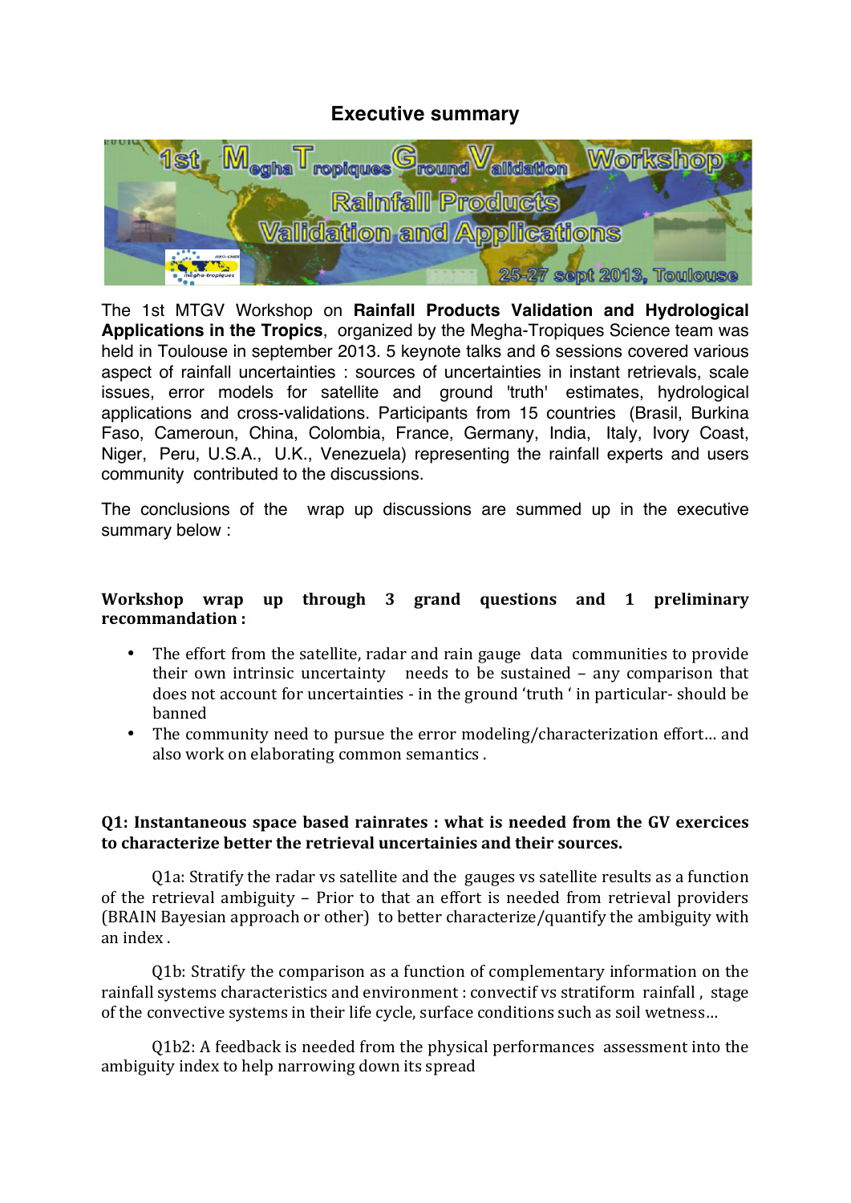# Executive summary

The 1st MTGV Workshop on **Rainfall Products Validation and Hydrological Applications in the Tropics**, organized by the Megha-Tropiques Science team was held in Toulouse in september 2013. 5 keynote talks and 6 sessions covered various aspect of rainfall uncertainties : sources of uncertainties in instant retrievals, scale issues, error models for satellite and ground 'truth' estimates, hydrological applications and cross-validations. Participants from 15 countries (Brasil, Burkina Faso, Cameroun, China, Colombia, France, Germany, India, Italy, Ivory Coast, Niger, Peru, U.S.A., U.K., Venezuela) representing the rainfall experts and users community contributed to the discussions.

The conclusions of the wrap up discussions are summed up in the executive summary below :

**Workshop wrap up through 3 grand questions and 1 preliminary recommandation :**

- The effort from the satellite, radar and rain gauge data communities to provide their own intrinsic uncertainty needs to be sustained – any comparison that does not account for uncertainties - in the ground 'truth ' in particular- should be banned
- The community need to pursue the error modeling/characterization effort… and also work on elaborating common semantics .

**Q1: Instantaneous space based rainrates : what is needed from the GV exercices to characterize better the retrieval uncertainies and their sources.**

Q1a: Stratify the radar vs satellite and the gauges vs satellite results as a function of the retrieval ambiguity – Prior to that an effort is needed from retrieval providers (BRAIN Bayesian approach or other) to better characterize/quantify the ambiguity with an index .

Q1b: Stratify the comparison as a function of complementary information on the rainfall systems characteristics and environment : convectif vs stratiform rainfall , stage of the convective systems in their life cycle, surface conditions such as soil wetness…

Q1b2: A feedback is needed from the physical performances assessment into the ambiguity index to help narrowing down its spread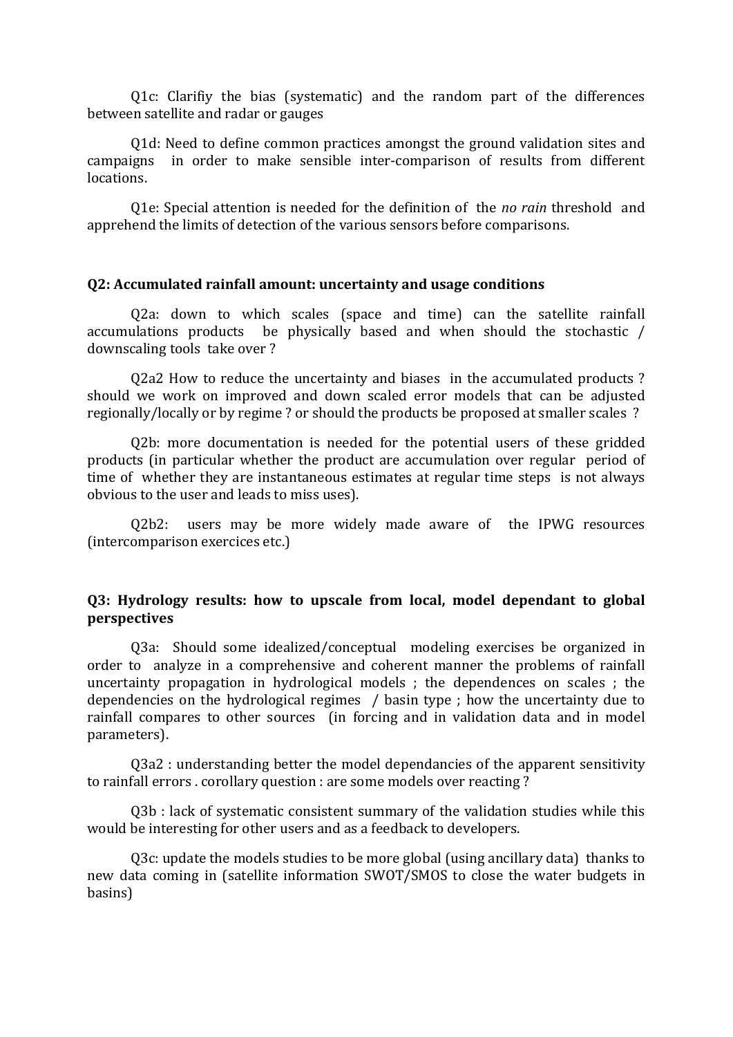Q1c: Clarifiy the bias (systematic) and the random part of the differences between satellite and radar or gauges

Q1d: Need to define common practices amongst the ground validation sites and campaigns in order to make sensible inter-comparison of results from different locations.

Q1e: Special attention is needed for the definition of the *no rain* threshold and apprehend the limits of detection of the various sensors before comparisons.

**Q2: Accumulated rainfall amount: uncertainty and usage conditions**

Q2a: down to which scales (space and time) can the satellite rainfall accumulations products be physically based and when should the stochastic / downscaling tools take over ?

Q2a2 How to reduce the uncertainty and biases in the accumulated products ? should we work on improved and down scaled error models that can be adjusted regionally/locally or by regime ? or should the products be proposed at smaller scales ?

Q2b: more documentation is needed for the potential users of these gridded products (in particular whether the product are accumulation over regular period of time of whether they are instantaneous estimates at regular time steps is not always obvious to the user and leads to miss uses).

Q2b2: users may be more widely made aware of the IPWG resources (intercomparison exercices etc.)

**Q3: Hydrology results: how to upscale from local, model dependant to global perspectives**

Q3a: Should some idealized/conceptual modeling exercises be organized in order to analyze in a comprehensive and coherent manner the problems of rainfall uncertainty propagation in hydrological models ; the dependences on scales ; the dependencies on the hydrological regimes / basin type ; how the uncertainty due to rainfall compares to other sources (in forcing and in validation data and in model parameters).

Q3a2 : understanding better the model dependancies of the apparent sensitivity to rainfall errors . corollary question : are some models over reacting ?

Q3b : lack of systematic consistent summary of the validation studies while this would be interesting for other users and as a feedback to developers.

Q3c: update the models studies to be more global (using ancillary data) thanks to new data coming in (satellite information SWOT/SMOS to close the water budgets in basins)